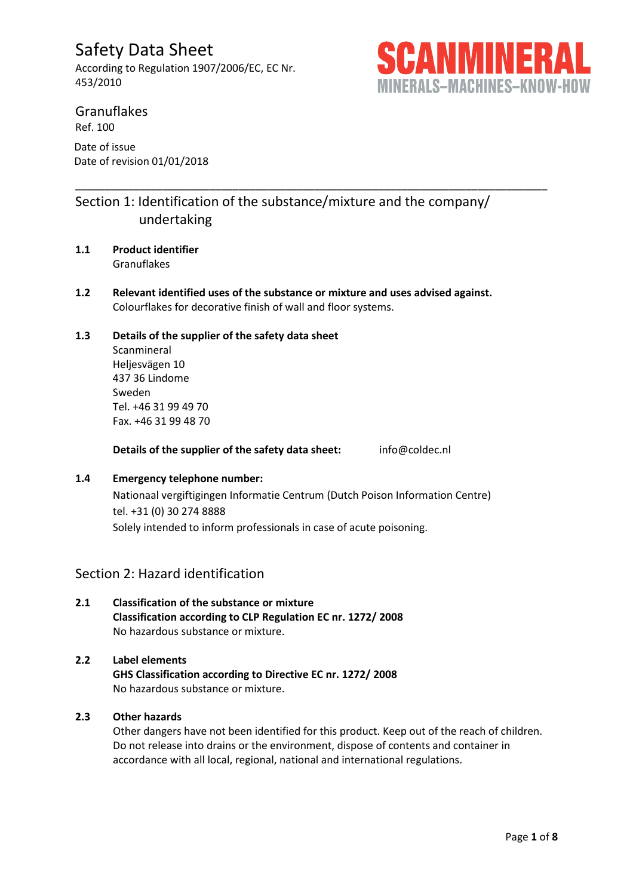# Safety Data Sheet

According to Regulation 1907/2006/EC, EC Nr. 453/2010

SCANMINERAL
MINERALS–MACHINES–KNOW-HOW

## Granuflakes

Ref. 100

Date of issue
Date of revision 01/01/2018

## Section 1: Identification of the substance/mixture and the company/ undertaking

**1.1 Product identifier**
Granuflakes

**1.2 Relevant identified uses of the substance or mixture and uses advised against.**
Colourflakes for decorative finish of wall and floor systems.

**1.3 Details of the supplier of the safety data sheet**
Scanmineral
Heljesvägen 10
437 36 Lindome
Sweden
Tel. +46 31 99 49 70
Fax. +46 31 99 48 70

**Details of the supplier of the safety data sheet:** info@coldec.nl

**1.4 Emergency telephone number:**
Nationaal vergiftigingen Informatie Centrum (Dutch Poison Information Centre)
tel. +31 (0) 30 274 8888
Solely intended to inform professionals in case of acute poisoning.

## Section 2: Hazard identification

**2.1 Classification of the substance or mixture**
**Classification according to CLP Regulation EC nr. 1272/ 2008**
No hazardous substance or mixture.

**2.2 Label elements**
**GHS Classification according to Directive EC nr. 1272/ 2008**
No hazardous substance or mixture.

**2.3 Other hazards**
Other dangers have not been identified for this product. Keep out of the reach of children. Do not release into drains or the environment, dispose of contents and container in accordance with all local, regional, national and international regulations.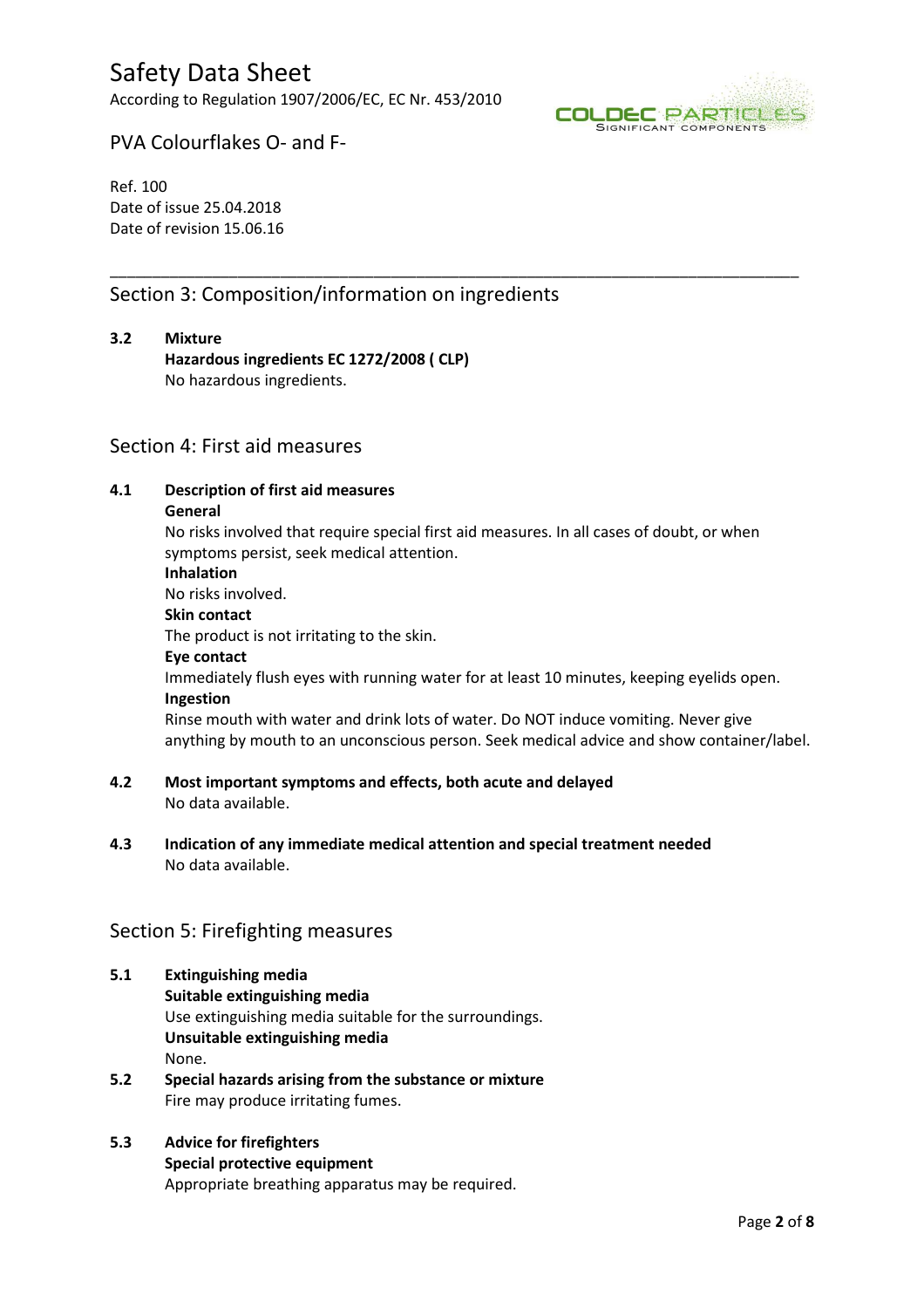## Section 3: Composition/information on ingredients

**3.2 Mixture**

**Hazardous ingredients EC 1272/2008 ( CLP)**

No hazardous ingredients.

## Section 4: First aid measures

**4.1 Description of first aid measures**

**General**

No risks involved that require special first aid measures. In all cases of doubt, or when symptoms persist, seek medical attention.

**Inhalation**

No risks involved.

**Skin contact**

The product is not irritating to the skin.

**Eye contact**

Immediately flush eyes with running water for at least 10 minutes, keeping eyelids open.

**Ingestion**

Rinse mouth with water and drink lots of water. Do NOT induce vomiting. Never give anything by mouth to an unconscious person. Seek medical advice and show container/label.

**4.2 Most important symptoms and effects, both acute and delayed**

No data available.

**4.3 Indication of any immediate medical attention and special treatment needed**

No data available.

## Section 5: Firefighting measures

**5.1 Extinguishing media**

**Suitable extinguishing media**

Use extinguishing media suitable for the surroundings.

**Unsuitable extinguishing media**

None.

**5.2 Special hazards arising from the substance or mixture**

Fire may produce irritating fumes.

**5.3 Advice for firefighters**

**Special protective equipment**

Appropriate breathing apparatus may be required.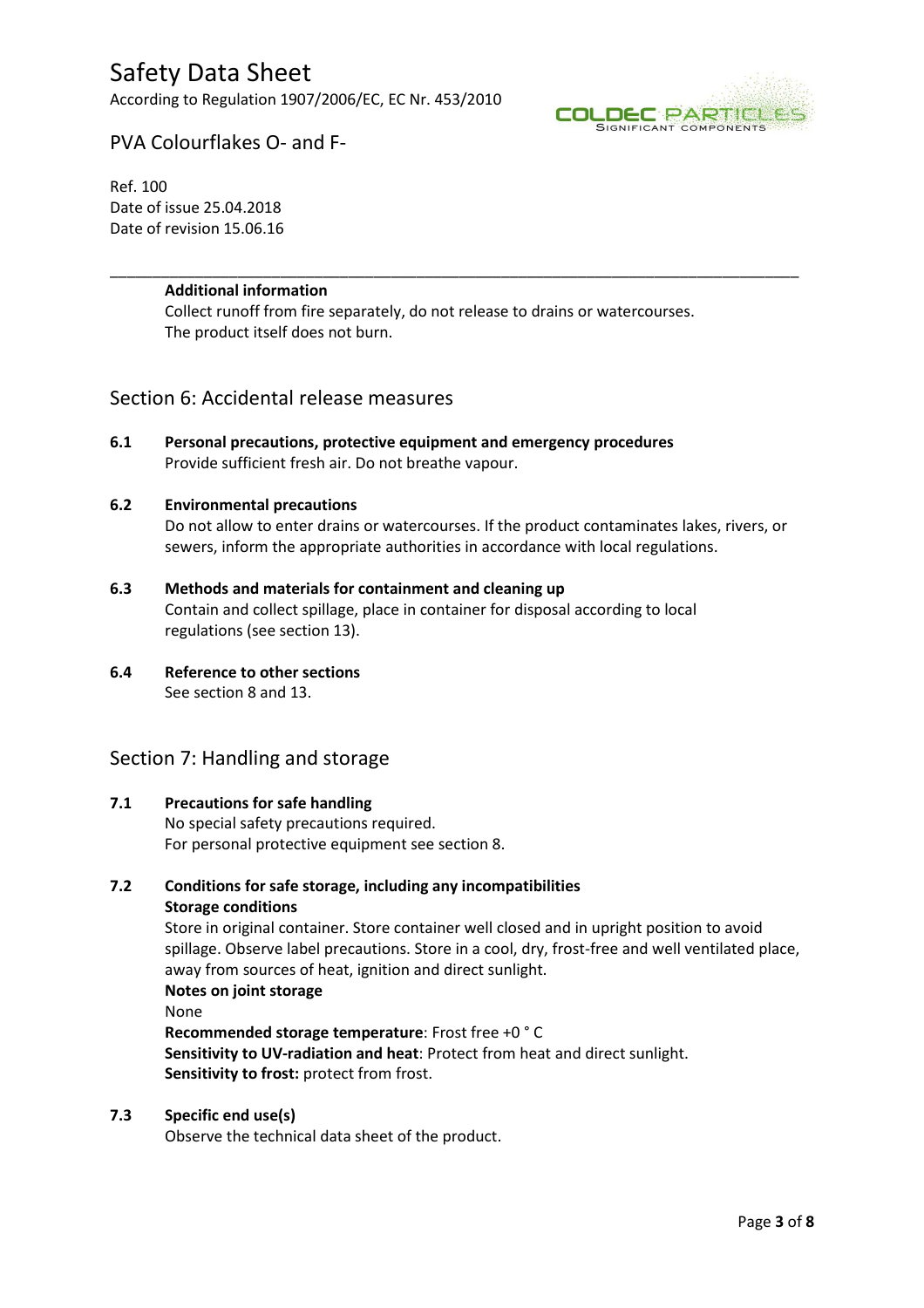**Additional information**

Collect runoff from fire separately, do not release to drains or watercourses.
The product itself does not burn.

## Section 6: Accidental release measures

**6.1 Personal precautions, protective equipment and emergency procedures**

Provide sufficient fresh air. Do not breathe vapour.

**6.2 Environmental precautions**

Do not allow to enter drains or watercourses. If the product contaminates lakes, rivers, or sewers, inform the appropriate authorities in accordance with local regulations.

**6.3 Methods and materials for containment and cleaning up**

Contain and collect spillage, place in container for disposal according to local regulations (see section 13).

**6.4 Reference to other sections**

See section 8 and 13.

## Section 7: Handling and storage

**7.1 Precautions for safe handling**

No special safety precautions required.
For personal protective equipment see section 8.

**7.2 Conditions for safe storage, including any incompatibilities**

**Storage conditions**

Store in original container. Store container well closed and in upright position to avoid spillage. Observe label precautions. Store in a cool, dry, frost-free and well ventilated place, away from sources of heat, ignition and direct sunlight.

**Notes on joint storage**

None

**Recommended storage temperature**: Frost free +0 ° C

**Sensitivity to UV-radiation and heat**: Protect from heat and direct sunlight.

**Sensitivity to frost:** protect from frost.

**7.3 Specific end use(s)**

Observe the technical data sheet of the product.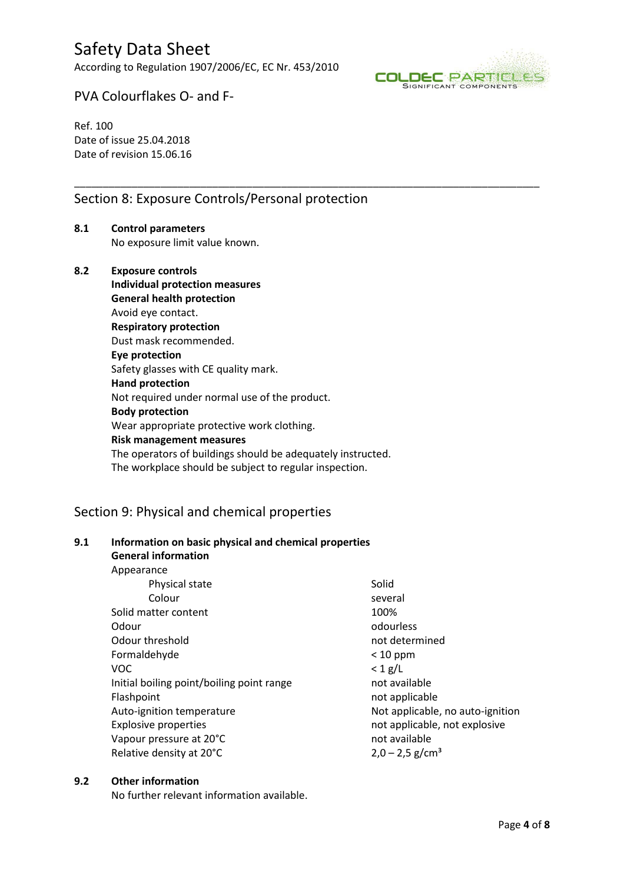## Section 8: Exposure Controls/Personal protection

**8.1 Control parameters**

No exposure limit value known.

**8.2 Exposure controls**

**Individual protection measures**

**General health protection**

Avoid eye contact.

**Respiratory protection**

Dust mask recommended.

**Eye protection**

Safety glasses with CE quality mark.

**Hand protection**

Not required under normal use of the product.

**Body protection**

Wear appropriate protective work clothing.

**Risk management measures**

The operators of buildings should be adequately instructed.
The workplace should be subject to regular inspection.

## Section 9: Physical and chemical properties

**9.1 Information on basic physical and chemical properties**

**General information**

| | |
|---|---|
| Appearance | |
| Physical state | Solid |
| Colour | several |
| Solid matter content | 100% |
| Odour | odourless |
| Odour threshold | not determined |
| Formaldehyde | < 10 ppm |
| VOC | < 1 g/L |
| Initial boiling point/boiling point range | not available |
| Flashpoint | not applicable |
| Auto-ignition temperature | Not applicable, no auto-ignition |
| Explosive properties | not applicable, not explosive |
| Vapour pressure at 20°C | not available |
| Relative density at 20°C | 2,0 – 2,5 g/cm$^3$ |

**9.2 Other information**

No further relevant information available.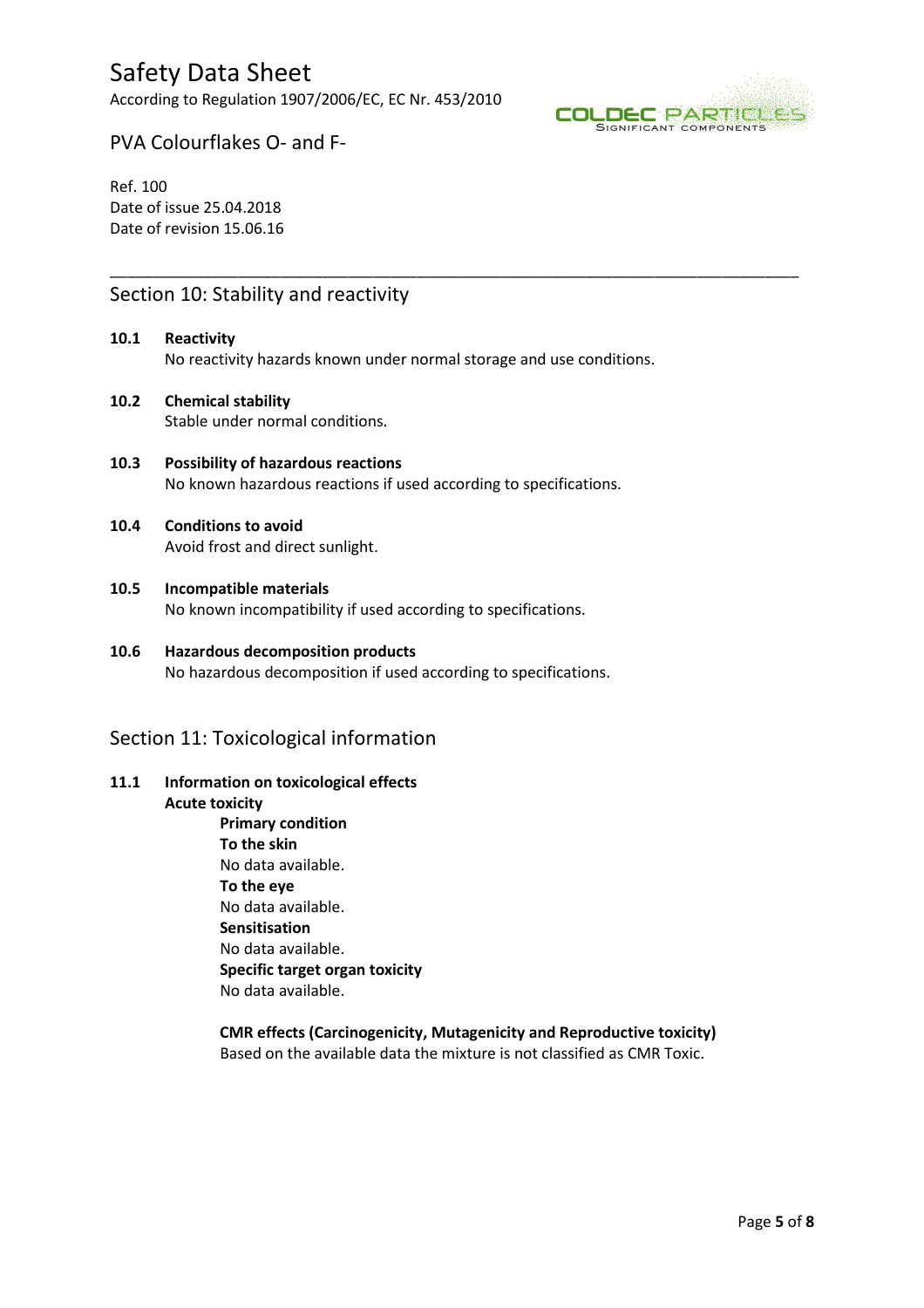## Section 10: Stability and reactivity

**10.1 Reactivity**

No reactivity hazards known under normal storage and use conditions.

**10.2 Chemical stability**

Stable under normal conditions.

**10.3 Possibility of hazardous reactions**

No known hazardous reactions if used according to specifications.

**10.4 Conditions to avoid**

Avoid frost and direct sunlight.

**10.5 Incompatible materials**

No known incompatibility if used according to specifications.

**10.6 Hazardous decomposition products**

No hazardous decomposition if used according to specifications.

## Section 11: Toxicological information

**11.1 Information on toxicological effects**

**Acute toxicity**

**Primary condition**

**To the skin**

No data available.

**To the eye**

No data available.

**Sensitisation**

No data available.

**Specific target organ toxicity**

No data available.

**CMR effects (Carcinogenicity, Mutagenicity and Reproductive toxicity)**

Based on the available data the mixture is not classified as CMR Toxic.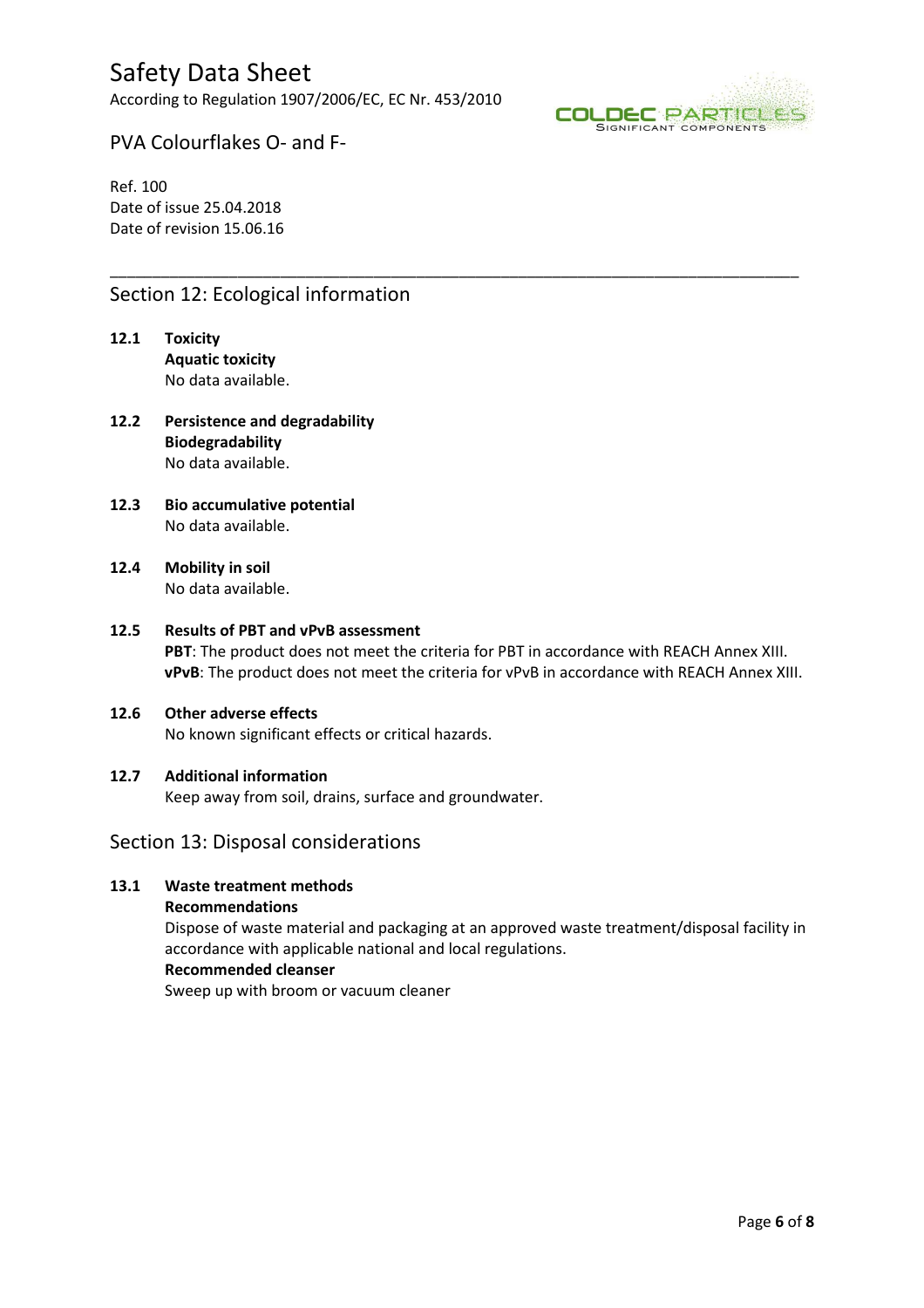## Section 12: Ecological information

**12.1 Toxicity**

**Aquatic toxicity**

No data available.

**12.2 Persistence and degradability**

**Biodegradability**

No data available.

**12.3 Bio accumulative potential**

No data available.

**12.4 Mobility in soil**

No data available.

**12.5 Results of PBT and vPvB assessment**

**PBT**: The product does not meet the criteria for PBT in accordance with REACH Annex XIII.

**vPvB**: The product does not meet the criteria for vPvB in accordance with REACH Annex XIII.

**12.6 Other adverse effects**

No known significant effects or critical hazards.

**12.7 Additional information**

Keep away from soil, drains, surface and groundwater.

## Section 13: Disposal considerations

**13.1 Waste treatment methods**

**Recommendations**

Dispose of waste material and packaging at an approved waste treatment/disposal facility in accordance with applicable national and local regulations.

**Recommended cleanser**

Sweep up with broom or vacuum cleaner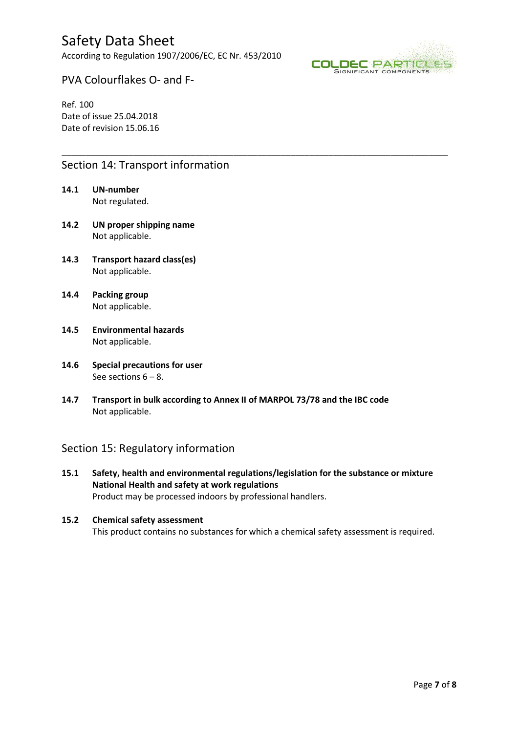## Section 14: Transport information

**14.1 UN-number**
Not regulated.

**14.2 UN proper shipping name**
Not applicable.

**14.3 Transport hazard class(es)**
Not applicable.

**14.4 Packing group**
Not applicable.

**14.5 Environmental hazards**
Not applicable.

**14.6 Special precautions for user**
See sections 6 – 8.

**14.7 Transport in bulk according to Annex II of MARPOL 73/78 and the IBC code**
Not applicable.

## Section 15: Regulatory information

**15.1 Safety, health and environmental regulations/legislation for the substance or mixture**
**National Health and safety at work regulations**
Product may be processed indoors by professional handlers.

**15.2 Chemical safety assessment**
This product contains no substances for which a chemical safety assessment is required.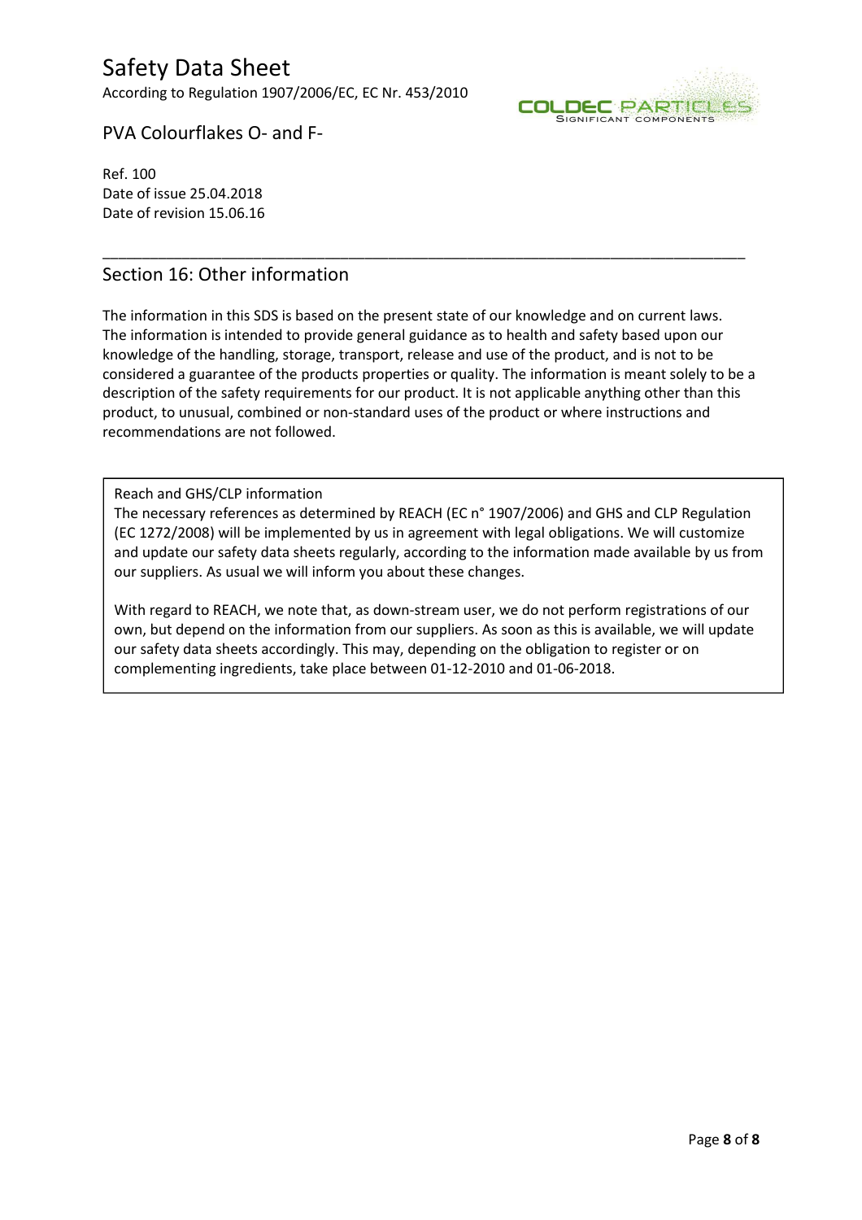## Section 16: Other information

The information in this SDS is based on the present state of our knowledge and on current laws. The information is intended to provide general guidance as to health and safety based upon our knowledge of the handling, storage, transport, release and use of the product, and is not to be considered a guarantee of the products properties or quality. The information is meant solely to be a description of the safety requirements for our product. It is not applicable anything other than this product, to unusual, combined or non-standard uses of the product or where instructions and recommendations are not followed.

Reach and GHS/CLP information

The necessary references as determined by REACH (EC n° 1907/2006) and GHS and CLP Regulation (EC 1272/2008) will be implemented by us in agreement with legal obligations. We will customize and update our safety data sheets regularly, according to the information made available by us from our suppliers. As usual we will inform you about these changes.

With regard to REACH, we note that, as down-stream user, we do not perform registrations of our own, but depend on the information from our suppliers. As soon as this is available, we will update our safety data sheets accordingly. This may, depending on the obligation to register or on complementing ingredients, take place between 01-12-2010 and 01-06-2018.